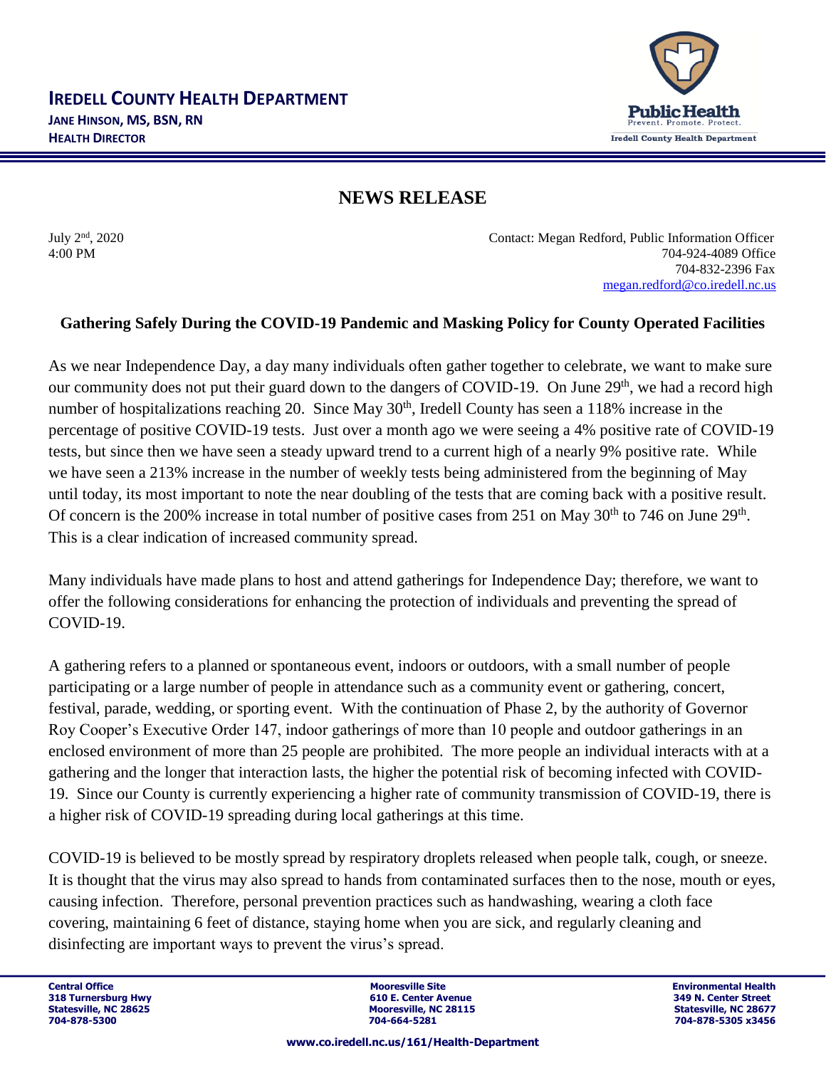**IREDELL COUNTY HEALTH DEPARTMENT**
**JANE HINSON, MS, BSN, RN**
**HEALTH DIRECTOR**

Public Health
Prevent. Promote. Protect.
Iredell County Health Department

# NEWS RELEASE

July 2nd, 2020
4:00 PM

Contact: Megan Redford, Public Information Officer
704-924-4089 Office
704-832-2396 Fax
megan.redford@co.iredell.nc.us

## Gathering Safely During the COVID-19 Pandemic and Masking Policy for County Operated Facilities

As we near Independence Day, a day many individuals often gather together to celebrate, we want to make sure our community does not put their guard down to the dangers of COVID-19. On June 29th, we had a record high number of hospitalizations reaching 20. Since May 30th, Iredell County has seen a 118% increase in the percentage of positive COVID-19 tests. Just over a month ago we were seeing a 4% positive rate of COVID-19 tests, but since then we have seen a steady upward trend to a current high of a nearly 9% positive rate. While we have seen a 213% increase in the number of weekly tests being administered from the beginning of May until today, its most important to note the near doubling of the tests that are coming back with a positive result. Of concern is the 200% increase in total number of positive cases from 251 on May 30th to 746 on June 29th. This is a clear indication of increased community spread.

Many individuals have made plans to host and attend gatherings for Independence Day; therefore, we want to offer the following considerations for enhancing the protection of individuals and preventing the spread of COVID-19.

A gathering refers to a planned or spontaneous event, indoors or outdoors, with a small number of people participating or a large number of people in attendance such as a community event or gathering, concert, festival, parade, wedding, or sporting event. With the continuation of Phase 2, by the authority of Governor Roy Cooper's Executive Order 147, indoor gatherings of more than 10 people and outdoor gatherings in an enclosed environment of more than 25 people are prohibited. The more people an individual interacts with at a gathering and the longer that interaction lasts, the higher the potential risk of becoming infected with COVID-19. Since our County is currently experiencing a higher rate of community transmission of COVID-19, there is a higher risk of COVID-19 spreading during local gatherings at this time.

COVID-19 is believed to be mostly spread by respiratory droplets released when people talk, cough, or sneeze. It is thought that the virus may also spread to hands from contaminated surfaces then to the nose, mouth or eyes, causing infection. Therefore, personal prevention practices such as handwashing, wearing a cloth face covering, maintaining 6 feet of distance, staying home when you are sick, and regularly cleaning and disinfecting are important ways to prevent the virus's spread.

**Central Office**
**318 Turnersburg Hwy**
**Statesville, NC 28625**
**704-878-5300**

**Mooresville Site**
**610 E. Center Avenue**
**Mooresville, NC 28115**
**704-664-5281**

**Environmental Health**
**349 N. Center Street**
**Statesville, NC 28677**
**704-878-5305 x3456**

**www.co.iredell.nc.us/161/Health-Department**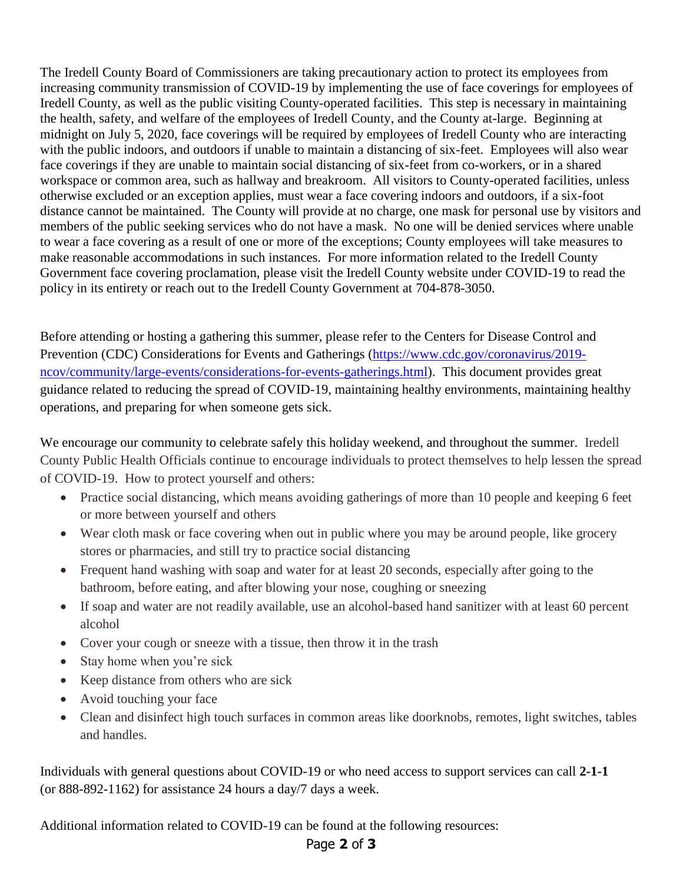The Iredell County Board of Commissioners are taking precautionary action to protect its employees from increasing community transmission of COVID-19 by implementing the use of face coverings for employees of Iredell County, as well as the public visiting County-operated facilities. This step is necessary in maintaining the health, safety, and welfare of the employees of Iredell County, and the County at-large. Beginning at midnight on July 5, 2020, face coverings will be required by employees of Iredell County who are interacting with the public indoors, and outdoors if unable to maintain a distancing of six-feet. Employees will also wear face coverings if they are unable to maintain social distancing of six-feet from co-workers, or in a shared workspace or common area, such as hallway and breakroom. All visitors to County-operated facilities, unless otherwise excluded or an exception applies, must wear a face covering indoors and outdoors, if a six-foot distance cannot be maintained. The County will provide at no charge, one mask for personal use by visitors and members of the public seeking services who do not have a mask. No one will be denied services where unable to wear a face covering as a result of one or more of the exceptions; County employees will take measures to make reasonable accommodations in such instances. For more information related to the Iredell County Government face covering proclamation, please visit the Iredell County website under COVID-19 to read the policy in its entirety or reach out to the Iredell County Government at 704-878-3050.

Before attending or hosting a gathering this summer, please refer to the Centers for Disease Control and Prevention (CDC) Considerations for Events and Gatherings (https://www.cdc.gov/coronavirus/2019-ncov/community/large-events/considerations-for-events-gatherings.html). This document provides great guidance related to reducing the spread of COVID-19, maintaining healthy environments, maintaining healthy operations, and preparing for when someone gets sick.

We encourage our community to celebrate safely this holiday weekend, and throughout the summer. Iredell County Public Health Officials continue to encourage individuals to protect themselves to help lessen the spread of COVID-19. How to protect yourself and others:

- Practice social distancing, which means avoiding gatherings of more than 10 people and keeping 6 feet or more between yourself and others
- Wear cloth mask or face covering when out in public where you may be around people, like grocery stores or pharmacies, and still try to practice social distancing
- Frequent hand washing with soap and water for at least 20 seconds, especially after going to the bathroom, before eating, and after blowing your nose, coughing or sneezing
- If soap and water are not readily available, use an alcohol-based hand sanitizer with at least 60 percent alcohol
- Cover your cough or sneeze with a tissue, then throw it in the trash
- Stay home when you're sick
- Keep distance from others who are sick
- Avoid touching your face
- Clean and disinfect high touch surfaces in common areas like doorknobs, remotes, light switches, tables and handles.

Individuals with general questions about COVID-19 or who need access to support services can call **2-1-1** (or 888-892-1162) for assistance 24 hours a day/7 days a week.

Additional information related to COVID-19 can be found at the following resources: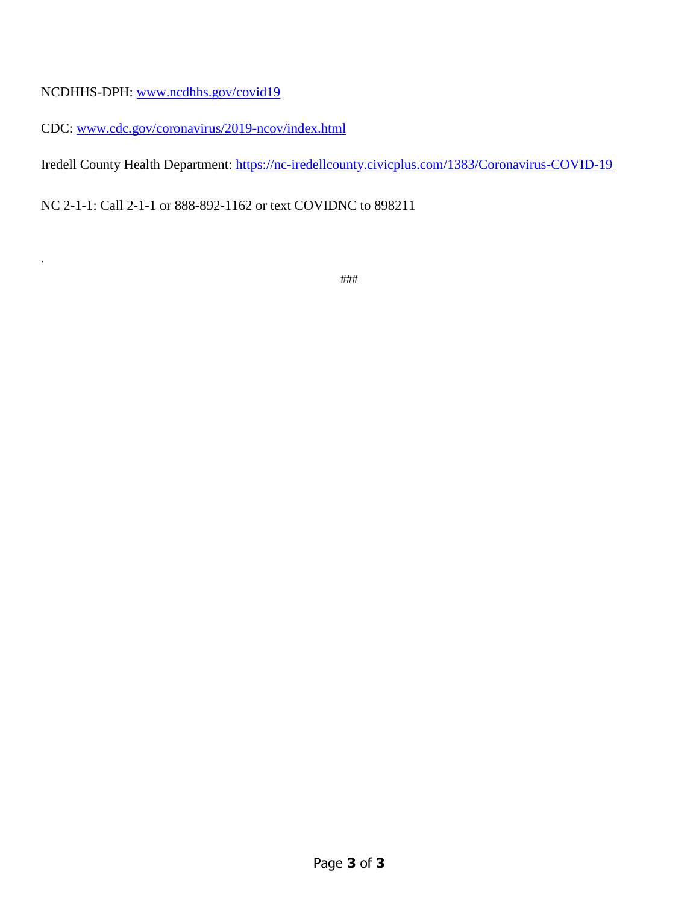NCDHHS-DPH: [www.ncdhhs.gov/covid19](http://www.ncdhhs.gov/covid19)

CDC: [www.cdc.gov/coronavirus/2019-ncov/index.html](http://www.cdc.gov/coronavirus/2019-ncov/index.html)

Iredell County Health Department: [https://nc-iredellcounty.civicplus.com/1383/Coronavirus-COVID-19](https://nc-iredellcounty.civicplus.com/1383/Coronavirus-COVID-19)

NC 2-1-1: Call 2-1-1 or 888-892-1162 or text COVIDNC to 898211

.

###